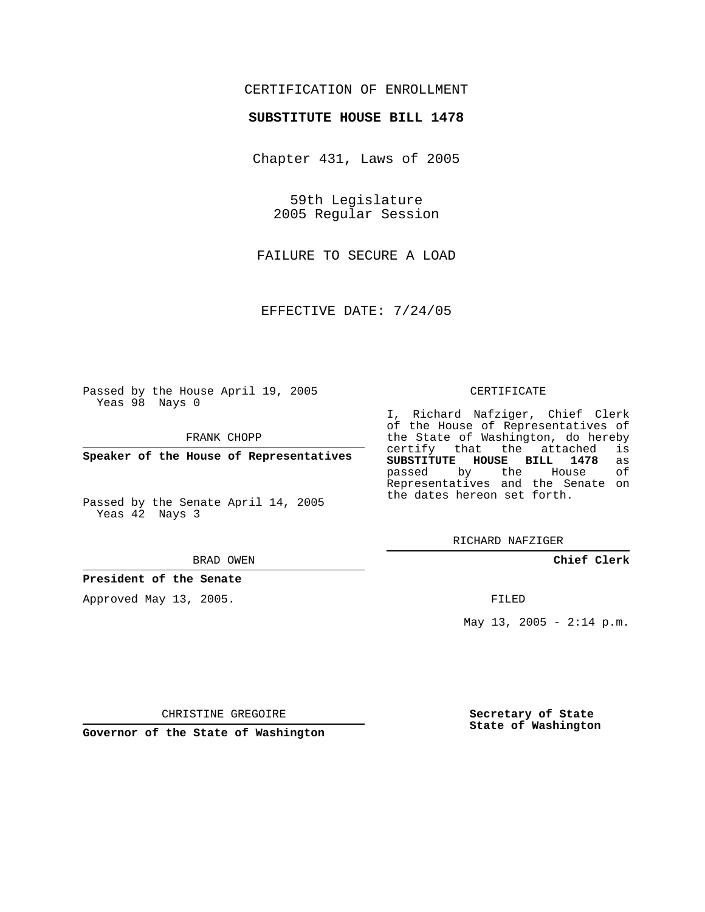CERTIFICATION OF ENROLLMENT

**SUBSTITUTE HOUSE BILL 1478**

Chapter 431, Laws of 2005

59th Legislature
2005 Regular Session

FAILURE TO SECURE A LOAD

EFFECTIVE DATE: 7/24/05

Passed by the House April 19, 2005
Yeas 98 Nays 0

FRANK CHOPP

**Speaker of the House of Representatives**

Passed by the Senate April 14, 2005
Yeas 42 Nays 3

BRAD OWEN

**President of the Senate**

Approved May 13, 2005.

CHRISTINE GREGOIRE

**Governor of the State of Washington**

CERTIFICATE

I, Richard Nafziger, Chief Clerk of the House of Representatives of the State of Washington, do hereby certify that the attached is **SUBSTITUTE HOUSE BILL 1478** as passed by the House of Representatives and the Senate on the dates hereon set forth.

RICHARD NAFZIGER

**Chief Clerk**

FILED

May 13, 2005 - 2:14 p.m.

**Secretary of State**
**State of Washington**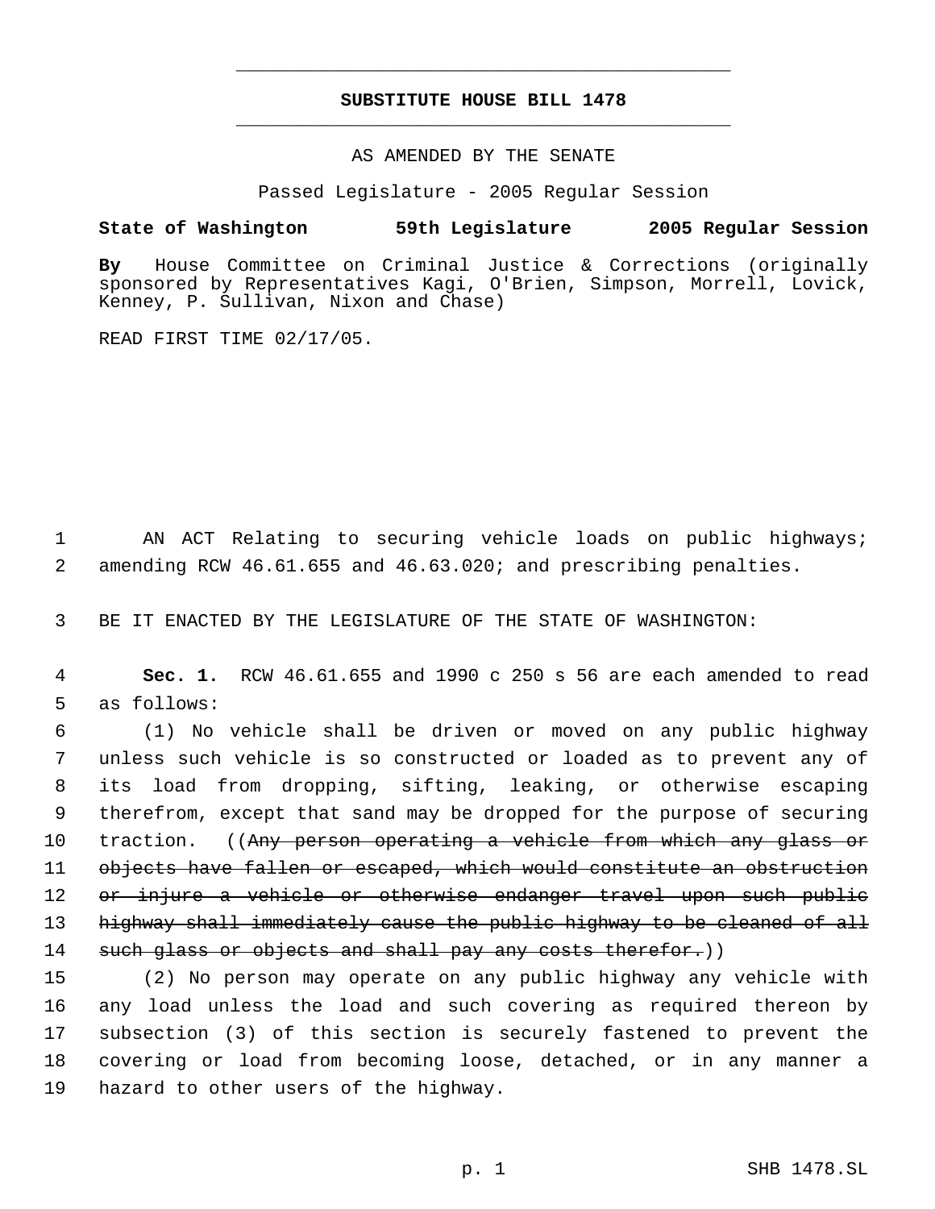# SUBSTITUTE HOUSE BILL 1478

AS AMENDED BY THE SENATE

Passed Legislature - 2005 Regular Session

**State of Washington 59th Legislature 2005 Regular Session**

**By** House Committee on Criminal Justice & Corrections (originally sponsored by Representatives Kagi, O'Brien, Simpson, Morrell, Lovick, Kenney, P. Sullivan, Nixon and Chase)

READ FIRST TIME 02/17/05.

1 AN ACT Relating to securing vehicle loads on public highways; 2 amending RCW 46.61.655 and 46.63.020; and prescribing penalties.

3 BE IT ENACTED BY THE LEGISLATURE OF THE STATE OF WASHINGTON:

4 **Sec. 1.** RCW 46.61.655 and 1990 c 250 s 56 are each amended to read 5 as follows:

6 (1) No vehicle shall be driven or moved on any public highway 7 unless such vehicle is so constructed or loaded as to prevent any of 8 its load from dropping, sifting, leaking, or otherwise escaping 9 therefrom, except that sand may be dropped for the purpose of securing 10 traction. ((~~Any person operating a vehicle from which any glass or~~ 11 ~~objects have fallen or escaped, which would constitute an obstruction~~ 12 ~~or injure a vehicle or otherwise endanger travel upon such public~~ 13 ~~highway shall immediately cause the public highway to be cleaned of all~~ 14 ~~such glass or objects and shall pay any costs therefor.~~))

15 (2) No person may operate on any public highway any vehicle with 16 any load unless the load and such covering as required thereon by 17 subsection (3) of this section is securely fastened to prevent the 18 covering or load from becoming loose, detached, or in any manner a 19 hazard to other users of the highway.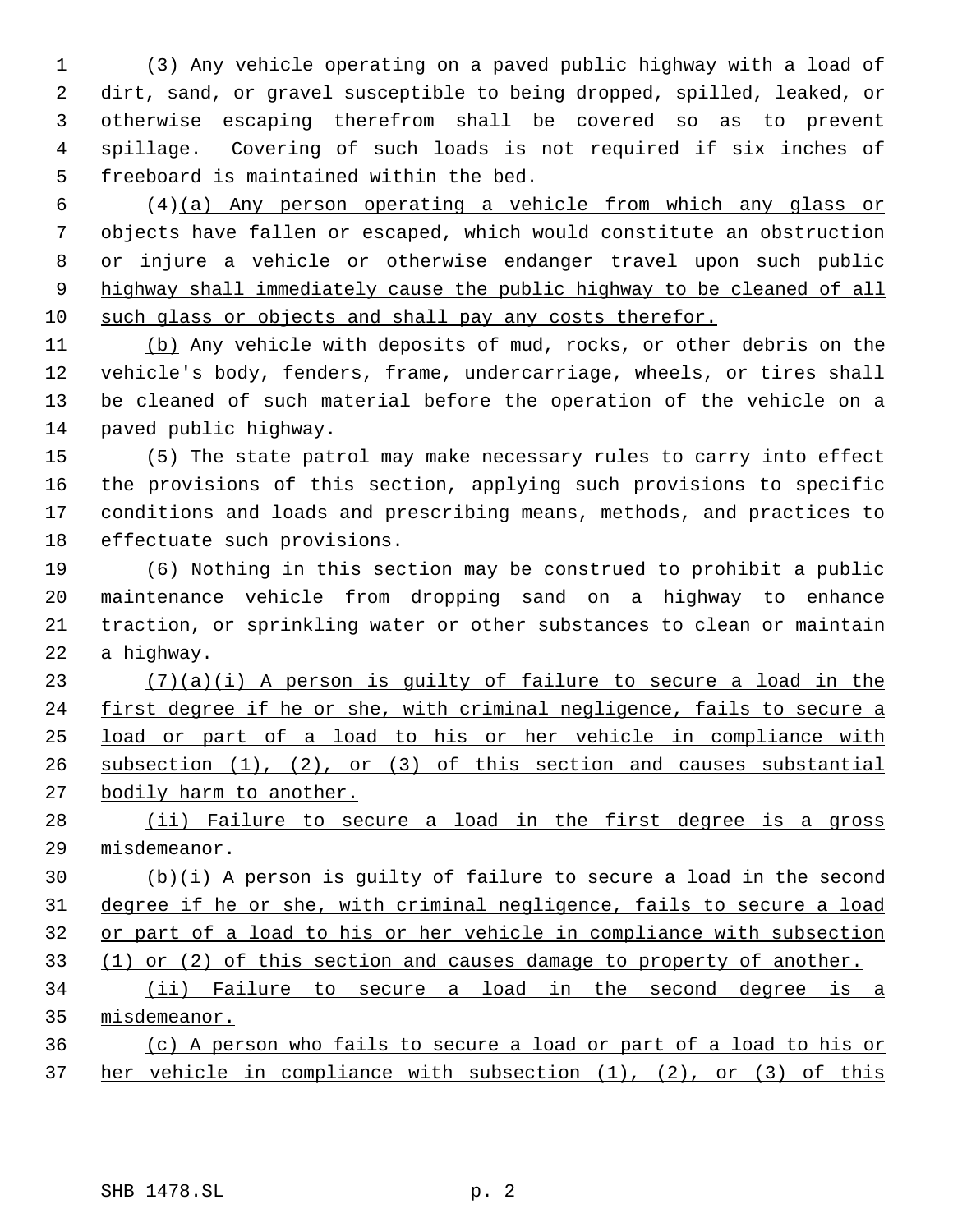(3) Any vehicle operating on a paved public highway with a load of dirt, sand, or gravel susceptible to being dropped, spilled, leaked, or otherwise escaping therefrom shall be covered so as to prevent spillage. Covering of such loads is not required if six inches of freeboard is maintained within the bed.

(4)(a) Any person operating a vehicle from which any glass or objects have fallen or escaped, which would constitute an obstruction or injure a vehicle or otherwise endanger travel upon such public highway shall immediately cause the public highway to be cleaned of all such glass or objects and shall pay any costs therefor.

(b) Any vehicle with deposits of mud, rocks, or other debris on the vehicle's body, fenders, frame, undercarriage, wheels, or tires shall be cleaned of such material before the operation of the vehicle on a paved public highway.

(5) The state patrol may make necessary rules to carry into effect the provisions of this section, applying such provisions to specific conditions and loads and prescribing means, methods, and practices to effectuate such provisions.

(6) Nothing in this section may be construed to prohibit a public maintenance vehicle from dropping sand on a highway to enhance traction, or sprinkling water or other substances to clean or maintain a highway.

(7)(a)(i) A person is guilty of failure to secure a load in the first degree if he or she, with criminal negligence, fails to secure a load or part of a load to his or her vehicle in compliance with subsection (1), (2), or (3) of this section and causes substantial bodily harm to another.

(ii) Failure to secure a load in the first degree is a gross misdemeanor.

(b)(i) A person is guilty of failure to secure a load in the second degree if he or she, with criminal negligence, fails to secure a load or part of a load to his or her vehicle in compliance with subsection (1) or (2) of this section and causes damage to property of another.

(ii) Failure to secure a load in the second degree is a misdemeanor.

(c) A person who fails to secure a load or part of a load to his or her vehicle in compliance with subsection (1), (2), or (3) of this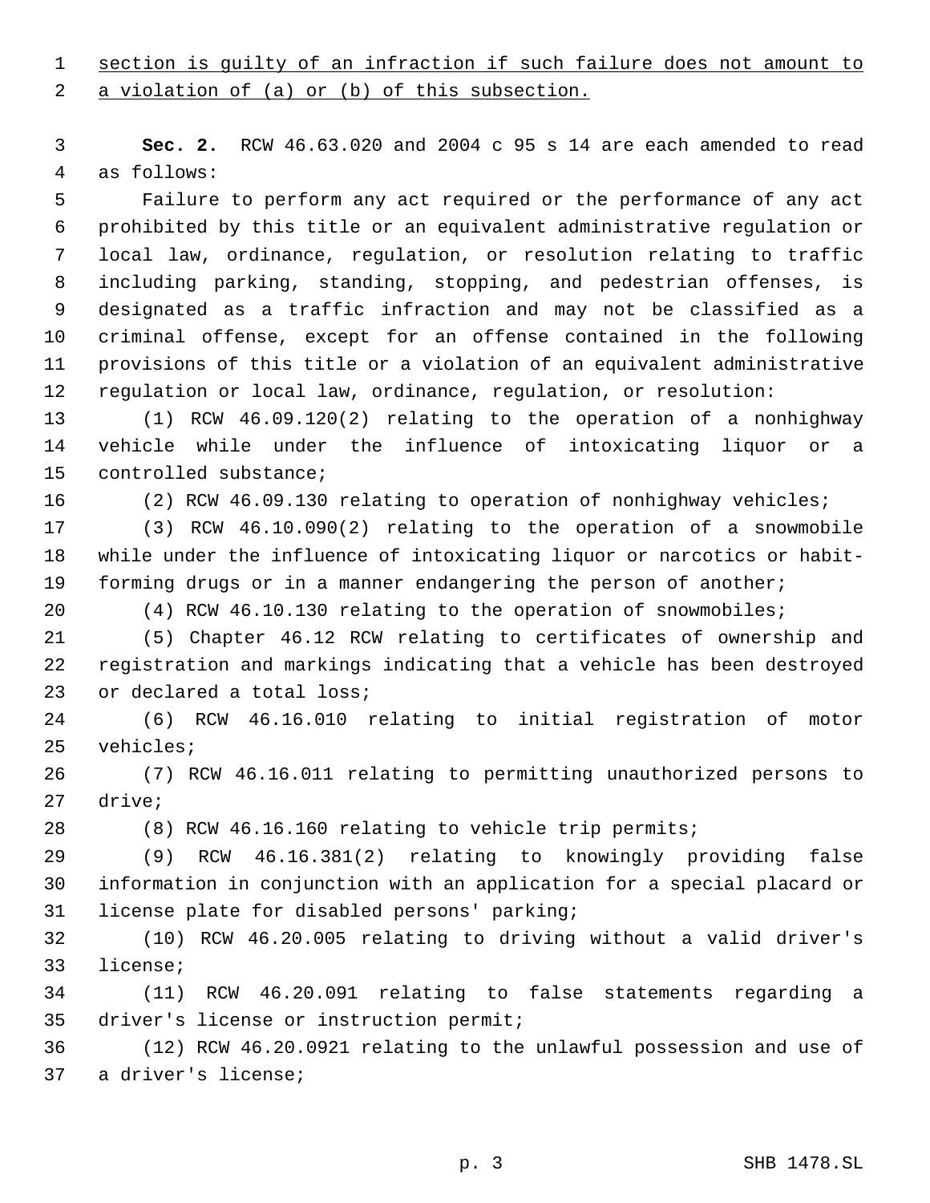section is guilty of an infraction if such failure does not amount to a violation of (a) or (b) of this subsection.

**Sec. 2.** RCW 46.63.020 and 2004 c 95 s 14 are each amended to read as follows:

Failure to perform any act required or the performance of any act prohibited by this title or an equivalent administrative regulation or local law, ordinance, regulation, or resolution relating to traffic including parking, standing, stopping, and pedestrian offenses, is designated as a traffic infraction and may not be classified as a criminal offense, except for an offense contained in the following provisions of this title or a violation of an equivalent administrative regulation or local law, ordinance, regulation, or resolution:

(1) RCW 46.09.120(2) relating to the operation of a nonhighway vehicle while under the influence of intoxicating liquor or a controlled substance;

(2) RCW 46.09.130 relating to operation of nonhighway vehicles;

(3) RCW 46.10.090(2) relating to the operation of a snowmobile while under the influence of intoxicating liquor or narcotics or habit-forming drugs or in a manner endangering the person of another;

(4) RCW 46.10.130 relating to the operation of snowmobiles;

(5) Chapter 46.12 RCW relating to certificates of ownership and registration and markings indicating that a vehicle has been destroyed or declared a total loss;

(6) RCW 46.16.010 relating to initial registration of motor vehicles;

(7) RCW 46.16.011 relating to permitting unauthorized persons to drive;

(8) RCW 46.16.160 relating to vehicle trip permits;

(9) RCW 46.16.381(2) relating to knowingly providing false information in conjunction with an application for a special placard or license plate for disabled persons' parking;

(10) RCW 46.20.005 relating to driving without a valid driver's license;

(11) RCW 46.20.091 relating to false statements regarding a driver's license or instruction permit;

(12) RCW 46.20.0921 relating to the unlawful possession and use of a driver's license;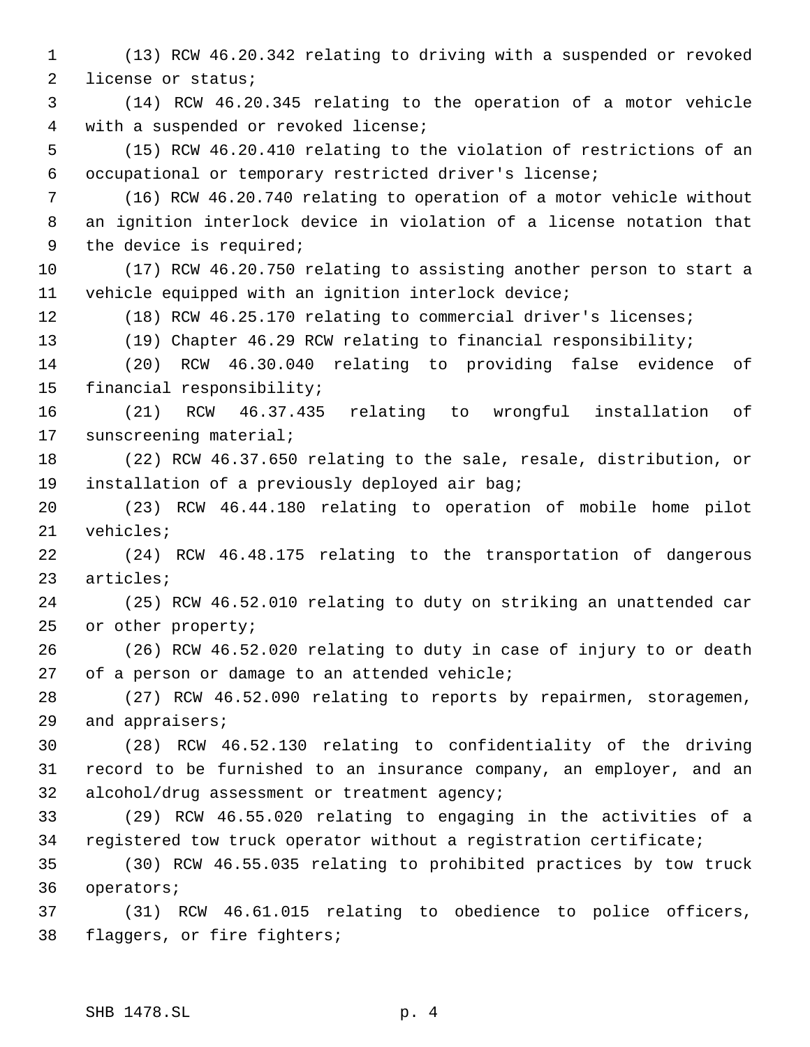(13) RCW 46.20.342 relating to driving with a suspended or revoked license or status;

(14) RCW 46.20.345 relating to the operation of a motor vehicle with a suspended or revoked license;

(15) RCW 46.20.410 relating to the violation of restrictions of an occupational or temporary restricted driver's license;

(16) RCW 46.20.740 relating to operation of a motor vehicle without an ignition interlock device in violation of a license notation that the device is required;

(17) RCW 46.20.750 relating to assisting another person to start a vehicle equipped with an ignition interlock device;

(18) RCW 46.25.170 relating to commercial driver's licenses;

(19) Chapter 46.29 RCW relating to financial responsibility;

(20) RCW 46.30.040 relating to providing false evidence of financial responsibility;

(21) RCW 46.37.435 relating to wrongful installation of sunscreening material;

(22) RCW 46.37.650 relating to the sale, resale, distribution, or installation of a previously deployed air bag;

(23) RCW 46.44.180 relating to operation of mobile home pilot vehicles;

(24) RCW 46.48.175 relating to the transportation of dangerous articles;

(25) RCW 46.52.010 relating to duty on striking an unattended car or other property;

(26) RCW 46.52.020 relating to duty in case of injury to or death of a person or damage to an attended vehicle;

(27) RCW 46.52.090 relating to reports by repairmen, storagemen, and appraisers;

(28) RCW 46.52.130 relating to confidentiality of the driving record to be furnished to an insurance company, an employer, and an alcohol/drug assessment or treatment agency;

(29) RCW 46.55.020 relating to engaging in the activities of a registered tow truck operator without a registration certificate;

(30) RCW 46.55.035 relating to prohibited practices by tow truck operators;

(31) RCW 46.61.015 relating to obedience to police officers, flaggers, or fire fighters;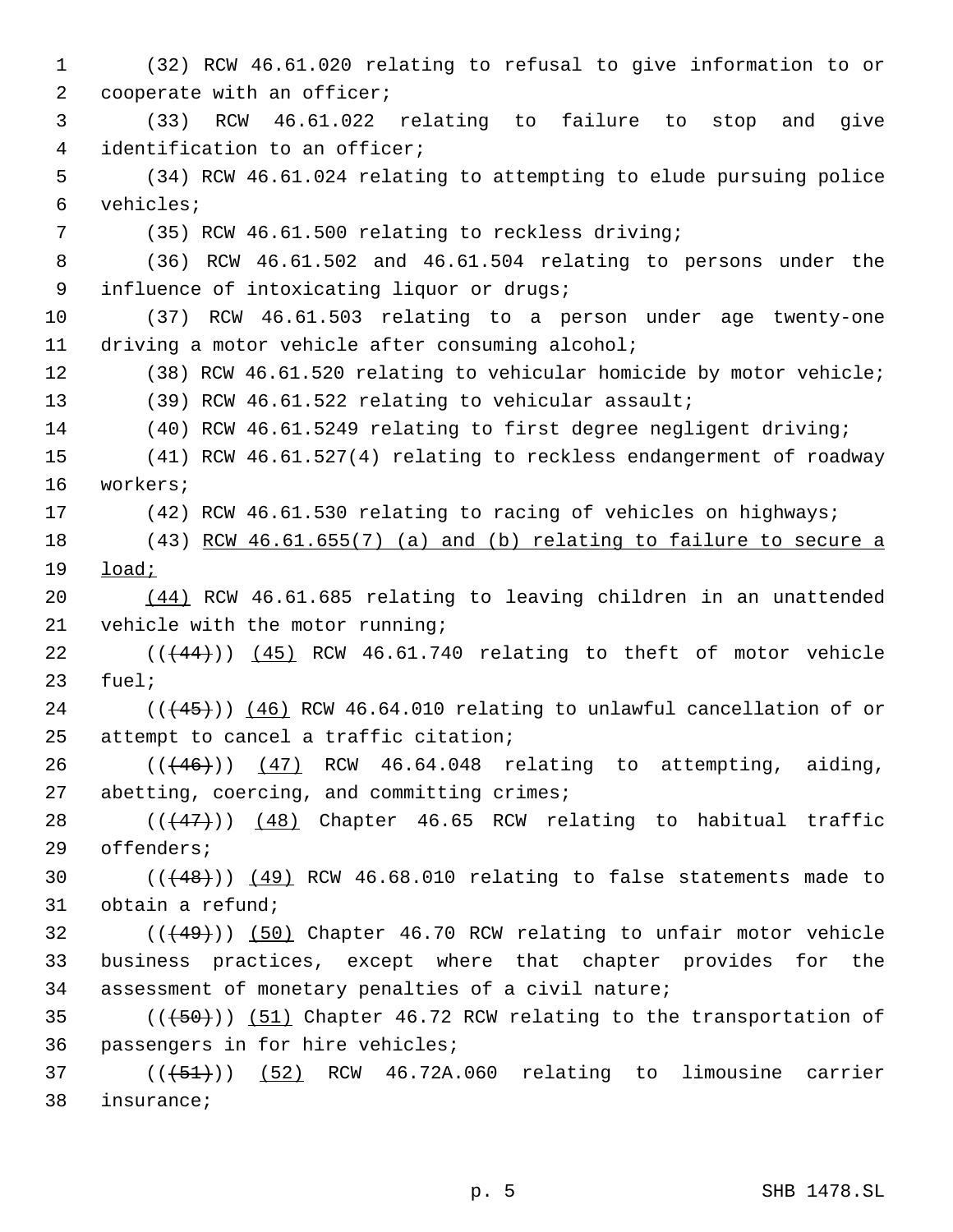(32) RCW 46.61.020 relating to refusal to give information to or cooperate with an officer;

(33) RCW 46.61.022 relating to failure to stop and give identification to an officer;

(34) RCW 46.61.024 relating to attempting to elude pursuing police vehicles;

(35) RCW 46.61.500 relating to reckless driving;

(36) RCW 46.61.502 and 46.61.504 relating to persons under the influence of intoxicating liquor or drugs;

(37) RCW 46.61.503 relating to a person under age twenty-one driving a motor vehicle after consuming alcohol;

(38) RCW 46.61.520 relating to vehicular homicide by motor vehicle;

(39) RCW 46.61.522 relating to vehicular assault;

(40) RCW 46.61.5249 relating to first degree negligent driving;

(41) RCW 46.61.527(4) relating to reckless endangerment of roadway workers;

(42) RCW 46.61.530 relating to racing of vehicles on highways;

(43) <u>RCW 46.61.655(7) (a) and (b) relating to failure to secure a load;</u>

<u>(44)</u> RCW 46.61.685 relating to leaving children in an unattended vehicle with the motor running;

((~~(44)~~)) <u>(45)</u> RCW 46.61.740 relating to theft of motor vehicle fuel;

((~~(45)~~)) <u>(46)</u> RCW 46.64.010 relating to unlawful cancellation of or attempt to cancel a traffic citation;

((~~(46)~~)) <u>(47)</u> RCW 46.64.048 relating to attempting, aiding, abetting, coercing, and committing crimes;

((~~(47)~~)) <u>(48)</u> Chapter 46.65 RCW relating to habitual traffic offenders;

((~~(48)~~)) <u>(49)</u> RCW 46.68.010 relating to false statements made to obtain a refund;

((~~(49)~~)) <u>(50)</u> Chapter 46.70 RCW relating to unfair motor vehicle business practices, except where that chapter provides for the assessment of monetary penalties of a civil nature;

((~~(50)~~)) <u>(51)</u> Chapter 46.72 RCW relating to the transportation of passengers in for hire vehicles;

((~~(51)~~)) <u>(52)</u> RCW 46.72A.060 relating to limousine carrier insurance;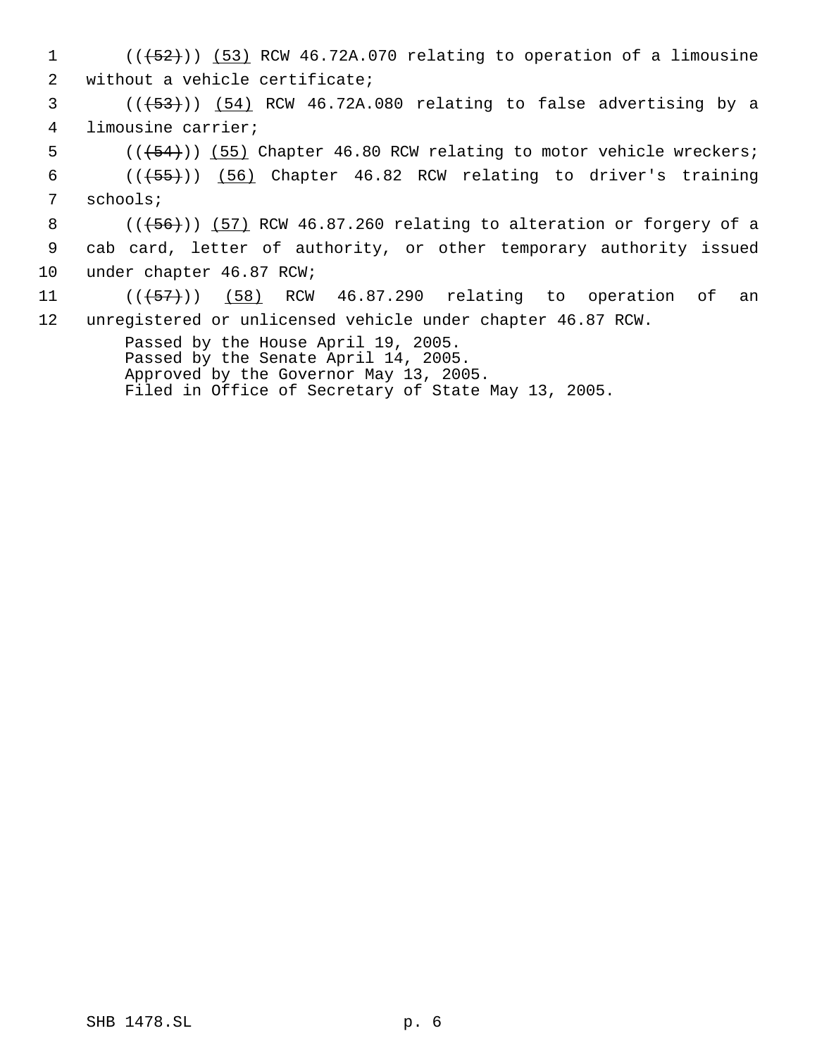((~~(52)~~)) <u>(53)</u> RCW 46.72A.070 relating to operation of a limousine without a vehicle certificate;

((~~(53)~~)) <u>(54)</u> RCW 46.72A.080 relating to false advertising by a limousine carrier;

((~~(54)~~)) <u>(55)</u> Chapter 46.80 RCW relating to motor vehicle wreckers;

((~~(55)~~)) <u>(56)</u> Chapter 46.82 RCW relating to driver's training schools;

((~~(56)~~)) <u>(57)</u> RCW 46.87.260 relating to alteration or forgery of a cab card, letter of authority, or other temporary authority issued under chapter 46.87 RCW;

((~~(57)~~)) <u>(58)</u> RCW 46.87.290 relating to operation of an unregistered or unlicensed vehicle under chapter 46.87 RCW.

Passed by the House April 19, 2005.
Passed by the Senate April 14, 2005.
Approved by the Governor May 13, 2005.
Filed in Office of Secretary of State May 13, 2005.